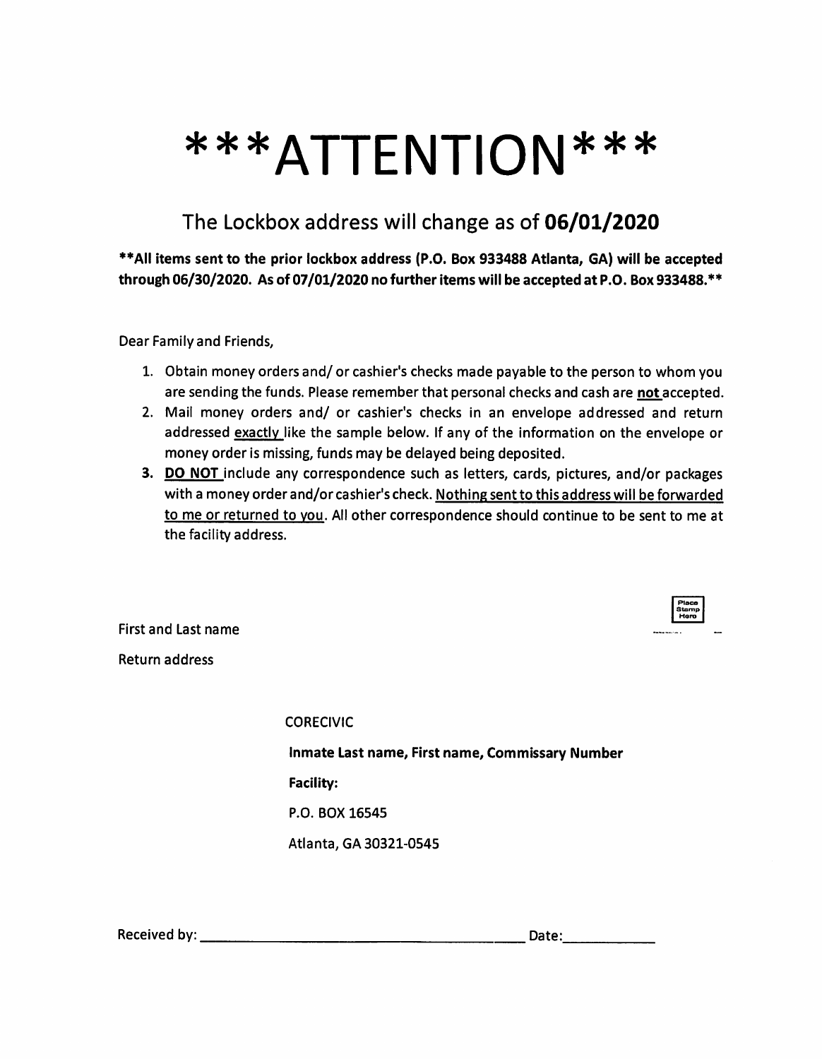# ***ATTENTION***

## The Lockbox address will change as of **06/01/2020**

****All items sent to the prior lockbox address (P.O. Box 933488 Atlanta, GA) will be accepted through 06/30/2020. As of 07/01/2020 no further items will be accepted at P.O. Box 933488.****

Dear Family and Friends,

1. Obtain money orders and/ or cashier's checks made payable to the person to whom you are sending the funds. Please remember that personal checks and cash are **not** accepted.
2. Mail money orders and/ or cashier's checks in an envelope addressed and return addressed exactly like the sample below. If any of the information on the envelope or money order is missing, funds may be delayed being deposited.
3. **DO NOT** include any correspondence such as letters, cards, pictures, and/or packages with a money order and/or cashier's check. Nothing sent to this address will be forwarded to me or returned to you. All other correspondence should continue to be sent to me at the facility address.

First and Last name

Return address

Place Stamp Here

CORECIVIC

**Inmate Last name, First name, Commissary Number**

**Facility:**

P.O. BOX 16545

Atlanta, GA 30321-0545

Received by: ______________________________ Date: ____________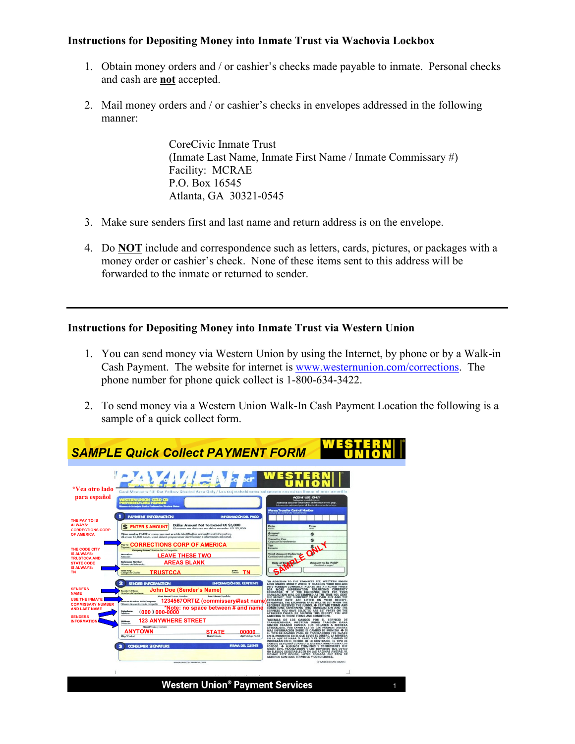**Instructions for Depositing Money into Inmate Trust via Wachovia Lockbox**

1. Obtain money orders and / or cashier's checks made payable to inmate. Personal checks and cash are **not** accepted.

2. Mail money orders and / or cashier's checks in envelopes addressed in the following manner:

   CoreCivic Inmate Trust
   (Inmate Last Name, Inmate First Name / Inmate Commissary #)
   Facility: MCRAE
   P.O. Box 16545
   Atlanta, GA 30321-0545

3. Make sure senders first and last name and return address is on the envelope.

4. Do **NOT** include and correspondence such as letters, cards, pictures, or packages with a money order or cashier's check. None of these items sent to this address will be forwarded to the inmate or returned to sender.

---

**Instructions for Depositing Money into Inmate Trust via Western Union**

1. You can send money via Western Union by using the Internet, by phone or by a Walk-in Cash Payment. The website for internet is www.westernunion.com/corrections. The phone number for phone quick collect is 1-800-634-3422.

2. To send money via a Western Union Walk-In Cash Payment Location the following is a sample of a quick collect form.

SAMPLE Quick Collect PAYMENT FORM

WESTERN UNION

*Vea otro lado para español

THE PAY TO IS ALWAYS: CORRECTIONS CORP OF AMERICA

THE CODE CITY IS ALWAYS: TRUSTCCA AND STATE CODE IS ALWAYS: TN

SENDERS NAME

USE THE INMATE COMMISSARY NUMBER AND LAST NAME

SENDERS INFORMATION

ENTER $ AMOUNT

CORRECTIONS CORP OF AMERICA

LEAVE THESE TWO AREAS BLANK

TRUSTCCA

TN

John Doe (Sender's Name)

1234567ORTIZ (commissary#last name)

*Note: no space between # and name

(000 ) 000-0000

123 ANYWHERE STREET

ANYTOWN

STATE

00000

SAMPLE ONLY

Western Union® Payment Services